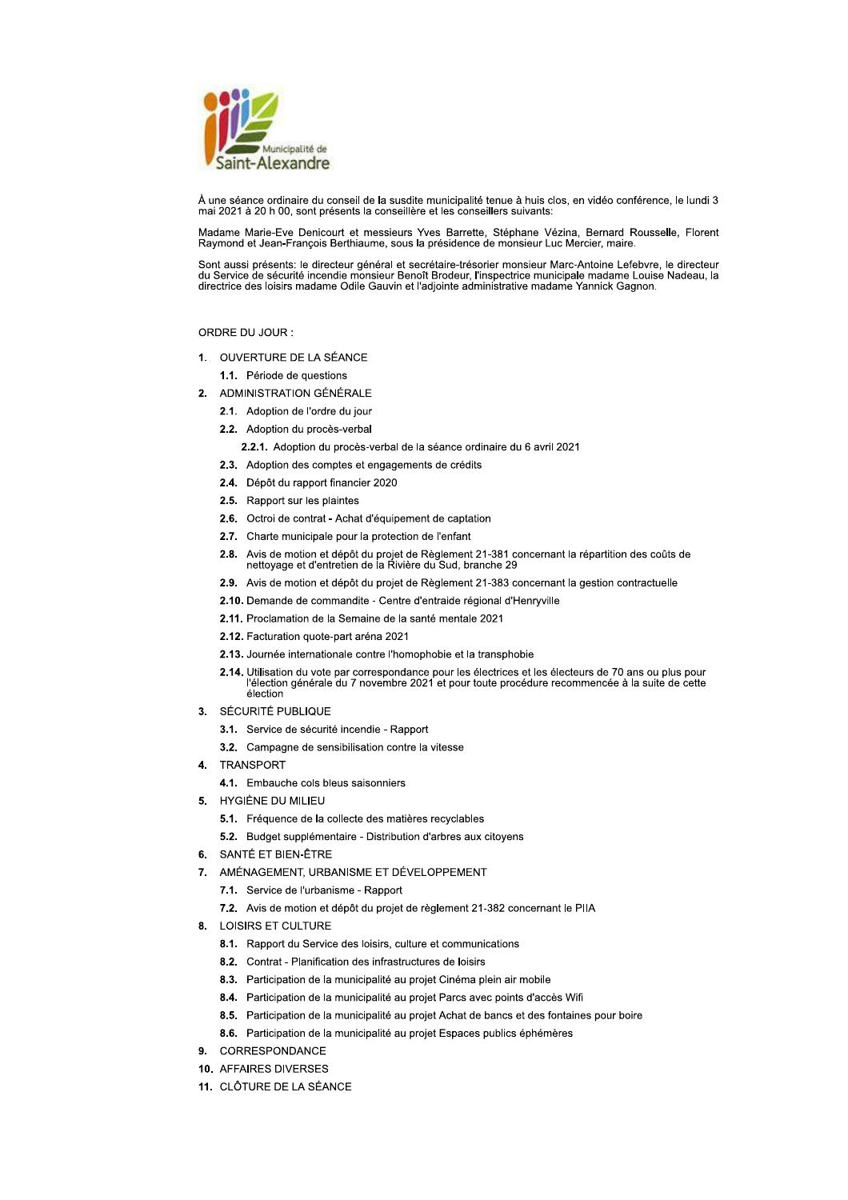Municipalité de
Saint-Alexandre

À une séance ordinaire du conseil de la susdite municipalité tenue à huis clos, en vidéo conférence, le lundi 3 mai 2021 à 20 h 00, sont présents la conseillère et les conseillers suivants:

Madame Marie-Eve Denicourt et messieurs Yves Barrette, Stéphane Vézina, Bernard Rousselle, Florent Raymond et Jean-François Berthiaume, sous la présidence de monsieur Luc Mercier, maire.

Sont aussi présents: le directeur général et secrétaire-trésorier monsieur Marc-Antoine Lefebvre, le directeur du Service de sécurité incendie monsieur Benoît Brodeur, l'inspectrice municipale madame Louise Nadeau, la directrice des loisirs madame Odile Gauvin et l'adjointe administrative madame Yannick Gagnon.

ORDRE DU JOUR :

1. OUVERTURE DE LA SÉANCE
   - 1.1. Période de questions
2. ADMINISTRATION GÉNÉRALE
   - 2.1. Adoption de l'ordre du jour
   - 2.2. Adoption du procès-verbal
     - 2.2.1. Adoption du procès-verbal de la séance ordinaire du 6 avril 2021
   - 2.3. Adoption des comptes et engagements de crédits
   - 2.4. Dépôt du rapport financier 2020
   - 2.5. Rapport sur les plaintes
   - 2.6. Octroi de contrat - Achat d'équipement de captation
   - 2.7. Charte municipale pour la protection de l'enfant
   - 2.8. Avis de motion et dépôt du projet de Règlement 21-381 concernant la répartition des coûts de nettoyage et d'entretien de la Rivière du Sud, branche 29
   - 2.9. Avis de motion et dépôt du projet de Règlement 21-383 concernant la gestion contractuelle
   - 2.10. Demande de commandite - Centre d'entraide régional d'Henryville
   - 2.11. Proclamation de la Semaine de la santé mentale 2021
   - 2.12. Facturation quote-part aréna 2021
   - 2.13. Journée internationale contre l'homophobie et la transphobie
   - 2.14. Utilisation du vote par correspondance pour les électrices et les électeurs de 70 ans ou plus pour l'élection générale du 7 novembre 2021 et pour toute procédure recommencée à la suite de cette élection
3. SÉCURITÉ PUBLIQUE
   - 3.1. Service de sécurité incendie - Rapport
   - 3.2. Campagne de sensibilisation contre la vitesse
4. TRANSPORT
   - 4.1. Embauche cols bleus saisonniers
5. HYGIÈNE DU MILIEU
   - 5.1. Fréquence de la collecte des matières recyclables
   - 5.2. Budget supplémentaire - Distribution d'arbres aux citoyens
6. SANTÉ ET BIEN-ÊTRE
7. AMÉNAGEMENT, URBANISME ET DÉVELOPPEMENT
   - 7.1. Service de l'urbanisme - Rapport
   - 7.2. Avis de motion et dépôt du projet de règlement 21-382 concernant le PIIA
8. LOISIRS ET CULTURE
   - 8.1. Rapport du Service des loisirs, culture et communications
   - 8.2. Contrat - Planification des infrastructures de loisirs
   - 8.3. Participation de la municipalité au projet Cinéma plein air mobile
   - 8.4. Participation de la municipalité au projet Parcs avec points d'accès Wifi
   - 8.5. Participation de la municipalité au projet Achat de bancs et des fontaines pour boire
   - 8.6. Participation de la municipalité au projet Espaces publics éphémères
9. CORRESPONDANCE
10. AFFAIRES DIVERSES
11. CLÔTURE DE LA SÉANCE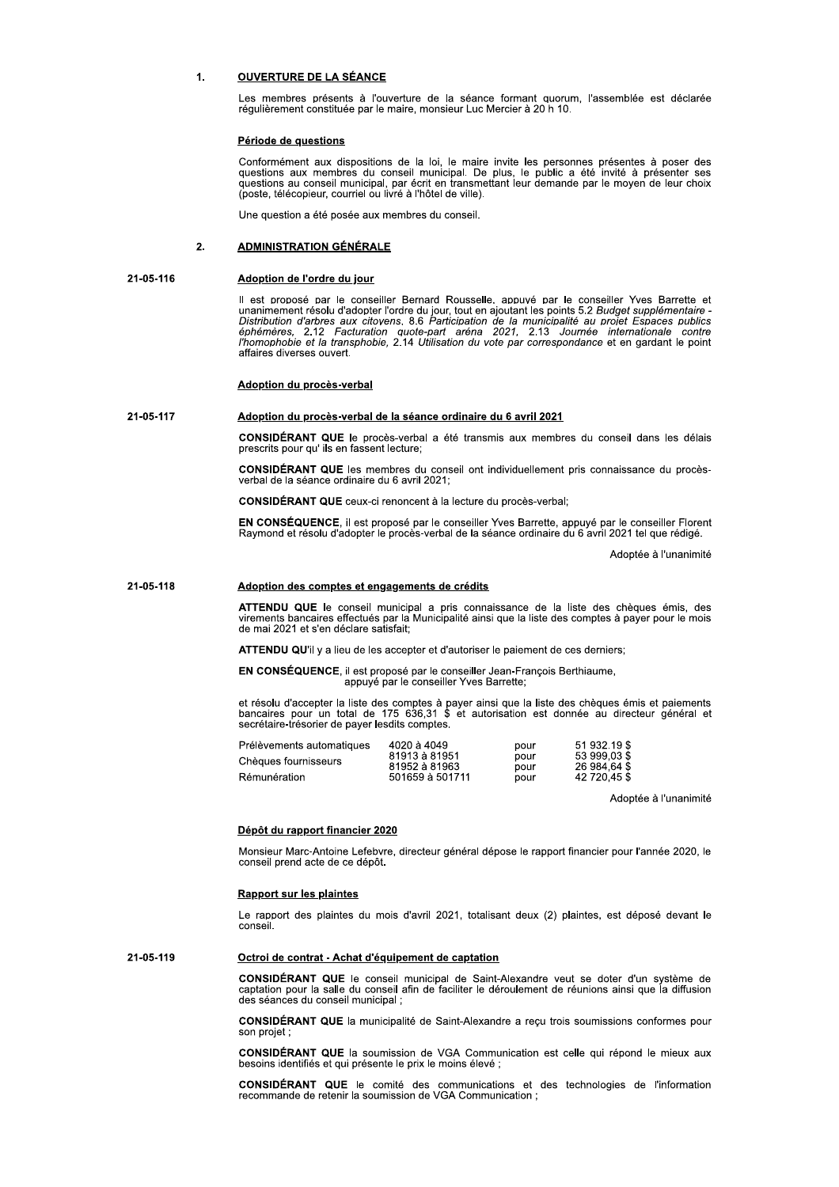## 1. OUVERTURE DE LA SÉANCE

Les membres présents à l'ouverture de la séance formant quorum, l'assemblée est déclarée régulièrement constituée par le maire, monsieur Luc Mercier à 20 h 10.

### Période de questions

Conformément aux dispositions de la loi, le maire invite les personnes présentes à poser des questions aux membres du conseil municipal. De plus, le public a été invité à présenter ses questions au conseil municipal, par écrit en transmettant leur demande par le moyen de leur choix (poste, télécopieur, courriel ou livré à l'hôtel de ville).

Une question a été posée aux membres du conseil.

## 2. ADMINISTRATION GÉNÉRALE

**21-05-116**

### Adoption de l'ordre du jour

Il est proposé par le conseiller Bernard Rousselle, appuyé par le conseiller Yves Barrette et unanimement résolu d'adopter l'ordre du jour, tout en ajoutant les points 5.2 *Budget supplémentaire - Distribution d'arbres aux citoyens*, 8.6 *Participation de la municipalité au projet Espaces publics éphémères*, 2.12 *Facturation quote-part aréna 2021*, 2.13 *Journée internationale contre l'homophobie et la transphobie*, 2.14 *Utilisation du vote par correspondance* et en gardant le point affaires diverses ouvert.

### Adoption du procès-verbal

**21-05-117**

### Adoption du procès-verbal de la séance ordinaire du 6 avril 2021

**CONSIDÉRANT QUE** le procès-verbal a été transmis aux membres du conseil dans les délais prescrits pour qu' ils en fassent lecture;

**CONSIDÉRANT QUE** les membres du conseil ont individuellement pris connaissance du procès-verbal de la séance ordinaire du 6 avril 2021;

**CONSIDÉRANT QUE** ceux-ci renoncent à la lecture du procès-verbal;

**EN CONSÉQUENCE**, il est proposé par le conseiller Yves Barrette, appuyé par le conseiller Florent Raymond et résolu d'adopter le procès-verbal de la séance ordinaire du 6 avril 2021 tel que rédigé.

Adoptée à l'unanimité

**21-05-118**

### Adoption des comptes et engagements de crédits

**ATTENDU QUE** le conseil municipal a pris connaissance de la liste des chèques émis, des virements bancaires effectués par la Municipalité ainsi que la liste des comptes à payer pour le mois de mai 2021 et s'en déclare satisfait;

**ATTENDU QU**'il y a lieu de les accepter et d'autoriser le paiement de ces derniers;

**EN CONSÉQUENCE**, il est proposé par le conseiller Jean-François Berthiaume, appuyé par le conseiller Yves Barrette;

et résolu d'accepter la liste des comptes à payer ainsi que la liste des chèques émis et paiements bancaires pour un total de 175 636,31 $ et autorisation est donnée au directeur général et secrétaire-trésorier de payer lesdits comptes.

| | | | |
|---|---|---|---|
| Prélèvements automatiques | 4020 à 4049 | pour | 51 932.19 $ |
| Chèques fournisseurs | 81913 à 81951 | pour | 53 999,03 $ |
| | 81952 à 81963 | pour | 26 984,64 $ |
| Rémunération | 501659 à 501711 | pour | 42 720,45 $ |

Adoptée à l'unanimité

### Dépôt du rapport financier 2020

Monsieur Marc-Antoine Lefebvre, directeur général dépose le rapport financier pour l'année 2020, le conseil prend acte de ce dépôt.

### Rapport sur les plaintes

Le rapport des plaintes du mois d'avril 2021, totalisant deux (2) plaintes, est déposé devant le conseil.

**21-05-119**

### Octroi de contrat - Achat d'équipement de captation

**CONSIDÉRANT QUE** le conseil municipal de Saint-Alexandre veut se doter d'un système de captation pour la salle du conseil afin de faciliter le déroulement de réunions ainsi que la diffusion des séances du conseil municipal ;

**CONSIDÉRANT QUE** la municipalité de Saint-Alexandre a reçu trois soumissions conformes pour son projet ;

**CONSIDÉRANT QUE** la soumission de VGA Communication est celle qui répond le mieux aux besoins identifiés et qui présente le prix le moins élevé ;

**CONSIDÉRANT QUE** le comité des communications et des technologies de l'information recommande de retenir la soumission de VGA Communication ;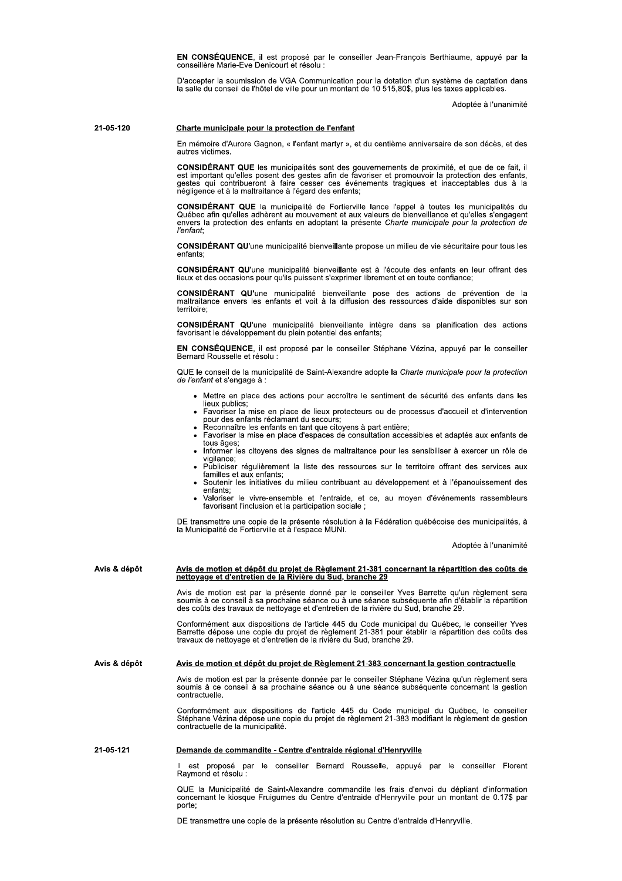**EN CONSÉQUENCE**, il est proposé par le conseiller Jean-François Berthiaume, appuyé par la conseillère Marie-Eve Denicourt et résolu :

D'accepter la soumission de VGA Communication pour la dotation d'un système de captation dans la salle du conseil de l'hôtel de ville pour un montant de 10 515,80$, plus les taxes applicables.

Adoptée à l'unanimité

**21-05-120** **Charte municipale pour la protection de l'enfant**

En mémoire d'Aurore Gagnon, « l'enfant martyr », et du centième anniversaire de son décès, et des autres victimes.

**CONSIDÉRANT QUE** les municipalités sont des gouvernements de proximité, et que de ce fait, il est important qu'elles posent des gestes afin de favoriser et promouvoir la protection des enfants, gestes qui contribueront à faire cesser ces événements tragiques et inacceptables dus à la négligence et à la maltraitance à l'égard des enfants;

**CONSIDÉRANT QUE** la municipalité de Fortierville lance l'appel à toutes les municipalités du Québec afin qu'elles adhèrent au mouvement et aux valeurs de bienveillance et qu'elles s'engagent envers la protection des enfants en adoptant la présente *Charte municipale pour la protection de l'enfant*;

**CONSIDÉRANT QU'**une municipalité bienveillante propose un milieu de vie sécuritaire pour tous les enfants;

**CONSIDÉRANT QU'**une municipalité bienveillante est à l'écoute des enfants en leur offrant des lieux et des occasions pour qu'ils puissent s'exprimer librement et en toute confiance;

**CONSIDÉRANT QU'**une municipalité bienveillante pose des actions de prévention de la maltraitance envers les enfants et voit à la diffusion des ressources d'aide disponibles sur son territoire;

**CONSIDÉRANT QU'**une municipalité bienveillante intègre dans sa planification des actions favorisant le développement du plein potentiel des enfants;

**EN CONSÉQUENCE**, il est proposé par le conseiller Stéphane Vézina, appuyé par le conseiller Bernard Rousselle et résolu :

QUE le conseil de la municipalité de Saint-Alexandre adopte la *Charte municipale pour la protection de l'enfant* et s'engage à :

- Mettre en place des actions pour accroître le sentiment de sécurité des enfants dans les lieux publics;
- Favoriser la mise en place de lieux protecteurs ou de processus d'accueil et d'intervention pour des enfants réclamant du secours;
- Reconnaître les enfants en tant que citoyens à part entière;
- Favoriser la mise en place d'espaces de consultation accessibles et adaptés aux enfants de tous âges;
- Informer les citoyens des signes de maltraitance pour les sensibiliser à exercer un rôle de vigilance;
- Publiciser régulièrement la liste des ressources sur le territoire offrant des services aux familles et aux enfants;
- Soutenir les initiatives du milieu contribuant au développement et à l'épanouissement des enfants;
- Valoriser le vivre-ensemble et l'entraide, et ce, au moyen d'événements rassembleurs favorisant l'inclusion et la participation sociale ;

DE transmettre une copie de la présente résolution à la Fédération québécoise des municipalités, à la Municipalité de Fortierville et à l'espace MUNI.

Adoptée à l'unanimité

**Avis & dépôt** **Avis de motion et dépôt du projet de Règlement 21-381 concernant la répartition des coûts de nettoyage et d'entretien de la Rivière du Sud, branche 29**

Avis de motion est par la présente donné par le conseiller Yves Barrette qu'un règlement sera soumis à ce conseil à sa prochaine séance ou à une séance subséquente afin d'établir la répartition des coûts des travaux de nettoyage et d'entretien de la rivière du Sud, branche 29.

Conformément aux dispositions de l'article 445 du Code municipal du Québec, le conseiller Yves Barrette dépose une copie du projet de règlement 21-381 pour établir la répartition des coûts des travaux de nettoyage et d'entretien de la rivière du Sud, branche 29.

**Avis & dépôt** **Avis de motion et dépôt du projet de Règlement 21-383 concernant la gestion contractuelle**

Avis de motion est par la présente donnée par le conseiller Stéphane Vézina qu'un règlement sera soumis à ce conseil à sa prochaine séance ou à une séance subséquente concernant la gestion contractuelle.

Conformément aux dispositions de l'article 445 du Code municipal du Québec, le conseiller Stéphane Vézina dépose une copie du projet de règlement 21-383 modifiant le règlement de gestion contractuelle de la municipalité.

**21-05-121** **Demande de commandite - Centre d'entraide régional d'Henryville**

Il est proposé par le conseiller Bernard Rousselle, appuyé par le conseiller Florent Raymond et résolu :

QUE la Municipalité de Saint-Alexandre commandite les frais d'envoi du dépliant d'information concernant le kiosque Fruigumes du Centre d'entraide d'Henryville pour un montant de 0.17$ par porte;

DE transmettre une copie de la présente résolution au Centre d'entraide d'Henryville.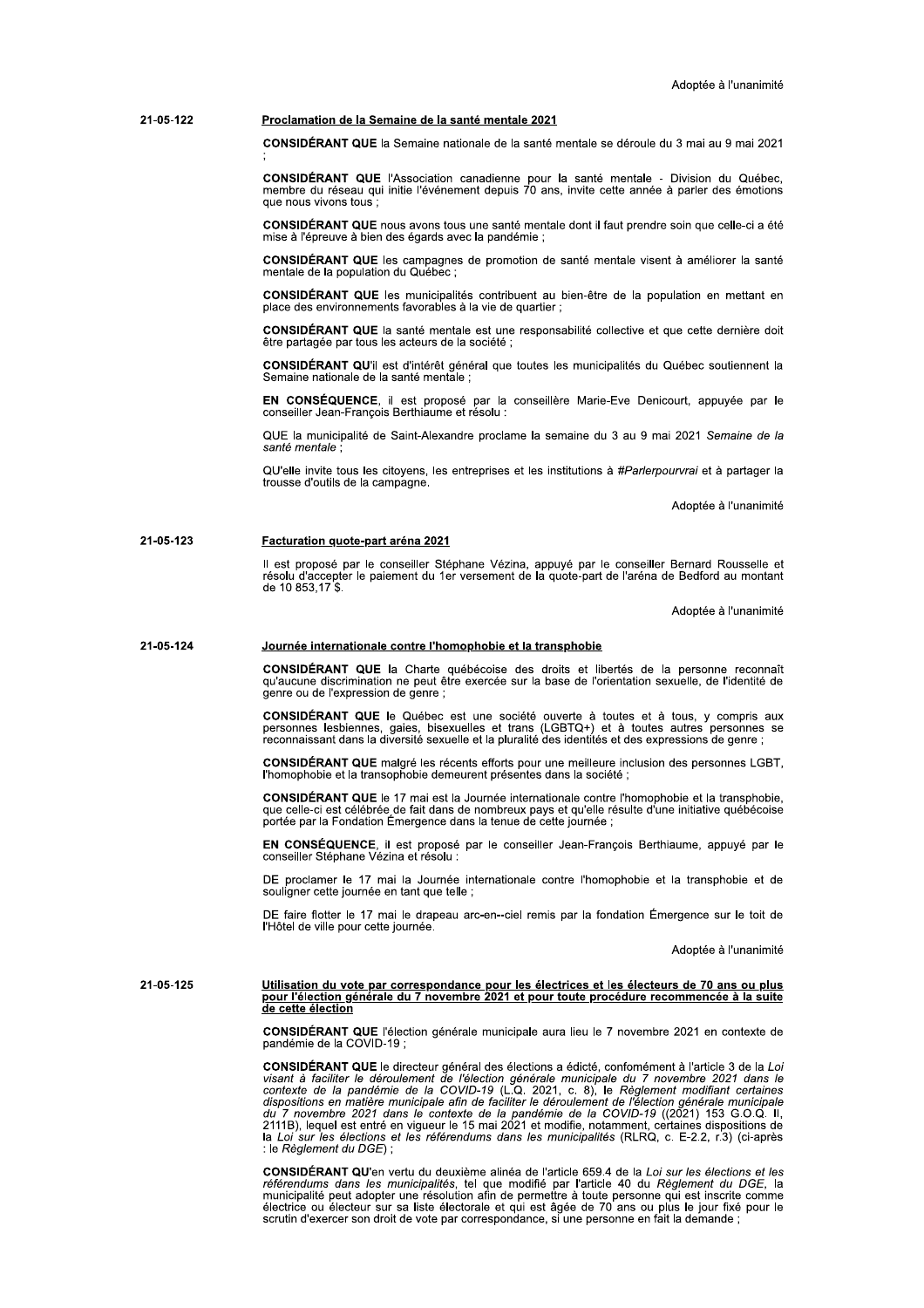Adoptée à l'unanimité

**21-05-122** **Proclamation de la Semaine de la santé mentale 2021**

**CONSIDÉRANT QUE** la Semaine nationale de la santé mentale se déroule du 3 mai au 9 mai 2021 ;

**CONSIDÉRANT QUE** l'Association canadienne pour la santé mentale - Division du Québec, membre du réseau qui initie l'événement depuis 70 ans, invite cette année à parler des émotions que nous vivons tous ;

**CONSIDÉRANT QUE** nous avons tous une santé mentale dont il faut prendre soin que celle-ci a été mise à l'épreuve à bien des égards avec la pandémie ;

**CONSIDÉRANT QUE** les campagnes de promotion de santé mentale visent à améliorer la santé mentale de la population du Québec ;

**CONSIDÉRANT QUE** les municipalités contribuent au bien-être de la population en mettant en place des environnements favorables à la vie de quartier ;

**CONSIDÉRANT QUE** la santé mentale est une responsabilité collective et que cette dernière doit être partagée par tous les acteurs de la société ;

**CONSIDÉRANT QU'**il est d'intérêt général que toutes les municipalités du Québec soutiennent la Semaine nationale de la santé mentale ;

**EN CONSÉQUENCE**, il est proposé par la conseillère Marie-Eve Denicourt, appuyée par le conseiller Jean-François Berthiaume et résolu :

QUE la municipalité de Saint-Alexandre proclame la semaine du 3 au 9 mai 2021 *Semaine de la santé mentale* ;

QU'elle invite tous les citoyens, les entreprises et les institutions à *#Parlerpourvrai* et à partager la trousse d'outils de la campagne.

Adoptée à l'unanimité

**21-05-123** **Facturation quote-part aréna 2021**

Il est proposé par le conseiller Stéphane Vézina, appuyé par le conseiller Bernard Rousselle et résolu d'accepter le paiement du 1er versement de la quote-part de l'aréna de Bedford au montant de 10 853,17 $.

Adoptée à l'unanimité

**21-05-124** **Journée internationale contre l'homophobie et la transphobie**

**CONSIDÉRANT QUE** la Charte québécoise des droits et libertés de la personne reconnaît qu'aucune discrimination ne peut être exercée sur la base de l'orientation sexuelle, de l'identité de genre ou de l'expression de genre ;

**CONSIDÉRANT QUE** le Québec est une société ouverte à toutes et à tous, y compris aux personnes lesbiennes, gaies, bisexuelles et trans (LGBTQ+) et à toutes autres personnes se reconnaissant dans la diversité sexuelle et la pluralité des identités et des expressions de genre ;

**CONSIDÉRANT QUE** malgré les récents efforts pour une meilleure inclusion des personnes LGBT, l'homophobie et la transophobie demeurent présentes dans la société ;

**CONSIDÉRANT QUE** le 17 mai est la Journée internationale contre l'homophobie et la transphobie, que celle-ci est célébrée de fait dans de nombreux pays et qu'elle résulte d'une initiative québécoise portée par la Fondation Émergence dans la tenue de cette journée ;

**EN CONSÉQUENCE**, il est proposé par le conseiller Jean-François Berthiaume, appuyé par le conseiller Stéphane Vézina et résolu :

DE proclamer le 17 mai la Journée internationale contre l'homophobie et la transphobie et de souligner cette journée en tant que telle ;

DE faire flotter le 17 mai le drapeau arc-en--ciel remis par la fondation Émergence sur le toit de l'Hôtel de ville pour cette journée.

Adoptée à l'unanimité

**21-05-125** **Utilisation du vote par correspondance pour les électrices et les électeurs de 70 ans ou plus pour l'élection générale du 7 novembre 2021 et pour toute procédure recommencée à la suite de cette élection**

**CONSIDÉRANT QUE** l'élection générale municipale aura lieu le 7 novembre 2021 en contexte de pandémie de la COVID-19 ;

**CONSIDÉRANT QUE** le directeur général des élections a édicté, confomément à l'article 3 de la *Loi visant à faciliter le déroulement de l'élection générale municipale du 7 novembre 2021 dans le contexte de la pandémie de la COVID-19* (L.Q. 2021, c. 8), le *Règlement modifiant certaines dispositions en matière municipale afin de faciliter le déroulement de l'élection générale municipale du 7 novembre 2021 dans le contexte de la pandémie de la COVID-19* ((2021) 153 G.O.Q. II, 2111B), lequel est entré en vigueur le 15 mai 2021 et modifie, notamment, certaines dispositions de la *Loi sur les élections et les référendums dans les municipalités* (RLRQ, c. E-2.2, r.3) (ci-après : le *Règlement du DGE*) ;

**CONSIDÉRANT QU'**en vertu du deuxième alinéa de l'article 659.4 de la *Loi sur les élections et les référendums dans les municipalités*, tel que modifié par l'article 40 du *Règlement du DGE*, la municipalité peut adopter une résolution afin de permettre à toute personne qui est inscrite comme électrice ou électeur sur sa liste électorale et qui est âgée de 70 ans ou plus le jour fixé pour le scrutin d'exercer son droit de vote par correspondance, si une personne en fait la demande ;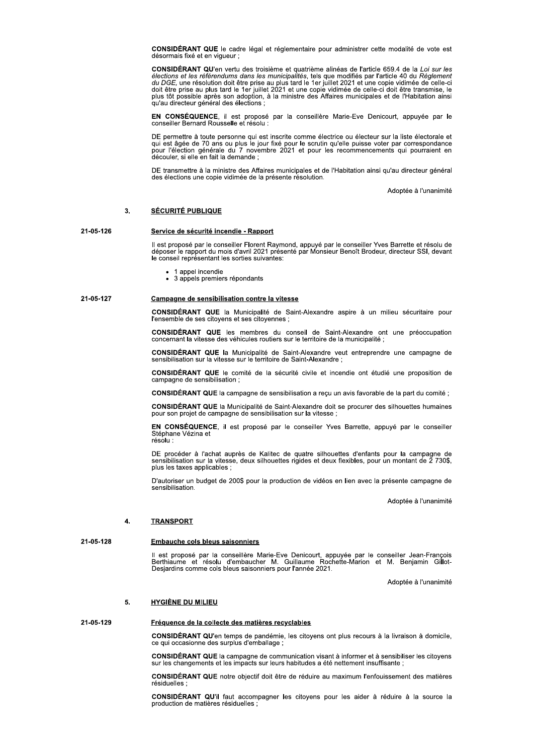**CONSIDÉRANT QUE** le cadre légal et réglementaire pour administrer cette modalité de vote est désormais fixé et en vigueur ;

**CONSIDÉRANT QU'**en vertu des troisième et quatrième alinéas de l'article 659.4 de la *Loi sur les élections et les référendums dans les municipalités*, tels que modifiés par l'article 40 du *Règlement du DGE*, une résolution doit être prise au plus tard le 1er juillet 2021 et une copie vidimée de celle-ci doit être prise au plus tard le 1er juillet 2021 et une copie vidimée de celle-ci doit être transmise, le plus tôt possible après son adoption, à la ministre des Affaires municipales et de l'Habitation ainsi qu'au directeur général des élections ;

**EN CONSÉQUENCE**, il est proposé par la conseillère Marie-Eve Denicourt, appuyée par le conseiller Bernard Rousselle et résolu :

DE permettre à toute personne qui est inscrite comme électrice ou électeur sur la liste électorale et qui est âgée de 70 ans ou plus le jour fixé pour le scrutin qu'elle puisse voter par correspondance pour l'élection générale du 7 novembre 2021 et pour les recommencements qui pourraient en découler, si elle en fait la demande ;

DE transmettre à la ministre des Affaires municipales et de l'Habitation ainsi qu'au directeur général des élections une copie vidimée de la présente résolution.

Adoptée à l'unanimité

## 3. SÉCURITÉ PUBLIQUE

**21-05-126**

### Service de sécurité incendie - Rapport

Il est proposé par le conseiller Florent Raymond, appuyé par le conseiller Yves Barrette et résolu de déposer le rapport du mois d'avril 2021 présenté par Monsieur Benoît Brodeur, directeur SSI, devant le conseil représentant les sorties suivantes:

- 1 appel incendie
- 3 appels premiers répondants

**21-05-127**

### Campagne de sensibilisation contre la vitesse

**CONSIDÉRANT QUE** la Municipalité de Saint-Alexandre aspire à un milieu sécuritaire pour l'ensemble de ses citoyens et ses citoyennes ;

**CONSIDÉRANT QUE** les membres du conseil de Saint-Alexandre ont une préoccupation concernant la vitesse des véhicules routiers sur le territoire de la municipalité ;

**CONSIDÉRANT QUE** la Municipalité de Saint-Alexandre veut entreprendre une campagne de sensibilisation sur la vitesse sur le territoire de Saint-Alexandre ;

**CONSIDÉRANT QUE** le comité de la sécurité civile et incendie ont étudié une proposition de campagne de sensibilisation ;

**CONSIDÉRANT QUE** la campagne de sensibilisation a reçu un avis favorable de la part du comité ;

**CONSIDÉRANT QUE** la Municipalité de Saint-Alexandre doit se procurer des silhouettes humaines pour son projet de campagne de sensibilisation sur la vitesse ;

**EN CONSÉQUENCE**, il est proposé par le conseiller Yves Barrette, appuyé par le conseiller Stéphane Vézina et
résolu :

DE procéder à l'achat auprès de Kalitec de quatre silhouettes d'enfants pour la campagne de sensibilisation sur la vitesse, deux silhouettes rigides et deux flexibles, pour un montant de 2 730$, plus les taxes applicables ;

D'autoriser un budget de 200$ pour la production de vidéos en lien avec la présente campagne de sensibilisation.

Adoptée à l'unanimité

## 4. TRANSPORT

**21-05-128**

### Embauche cols bleus saisonniers

Il est proposé par la conseillère Marie-Eve Denicourt, appuyée par le conseiller Jean-François Berthiaume et résolu d'embaucher M. Guillaume Rochette-Marion et M. Benjamin Gillot-Desjardins comme cols bleus saisonniers pour l'année 2021.

Adoptée à l'unanimité

## 5. HYGIÈNE DU MILIEU

**21-05-129**

### Fréquence de la collecte des matières recyclables

**CONSIDÉRANT QU'**en temps de pandémie, les citoyens ont plus recours à la livraison à domicile, ce qui occasionne des surplus d'emballage ;

**CONSIDÉRANT QUE** la campagne de communication visant à informer et à sensibiliser les citoyens sur les changements et les impacts sur leurs habitudes a été nettement insuffisante ;

**CONSIDÉRANT QUE** notre objectif doit être de réduire au maximum l'enfouissement des matières résiduelles ;

**CONSIDÉRANT QU'**il faut accompagner les citoyens pour les aider à réduire à la source la production de matières résiduelles ;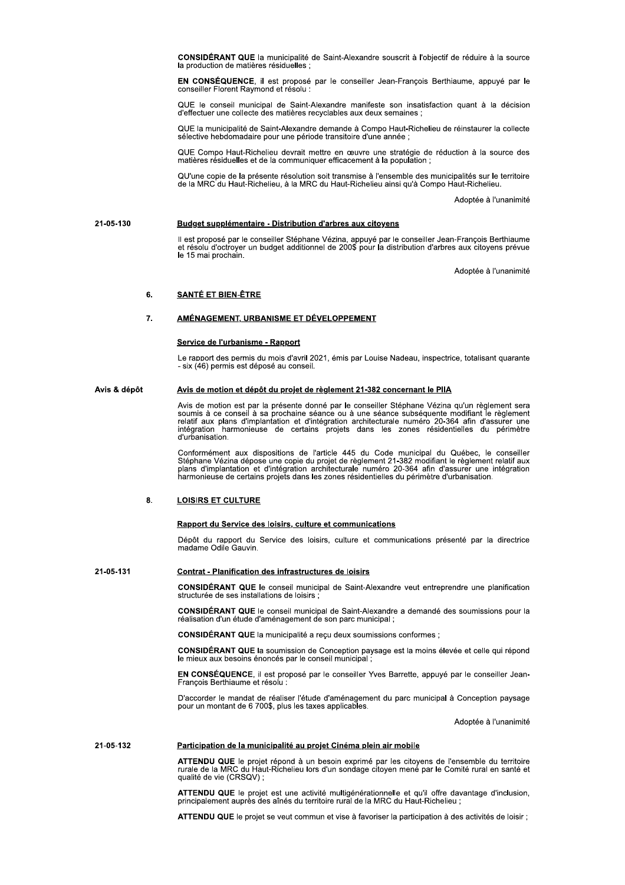**CONSIDÉRANT QUE** la municipalité de Saint-Alexandre souscrit à l'objectif de réduire à la source la production de matières résiduelles ;

**EN CONSÉQUENCE**, il est proposé par le conseiller Jean-François Berthiaume, appuyé par le conseiller Florent Raymond et résolu :

QUE le conseil municipal de Saint-Alexandre manifeste son insatisfaction quant à la décision d'effectuer une collecte des matières recyclables aux deux semaines ;

QUE la municipalité de Saint-Alexandre demande à Compo Haut-Richelieu de réinstaurer la collecte sélective hebdomadaire pour une période transitoire d'une année ;

QUE Compo Haut-Richelieu devrait mettre en œuvre une stratégie de réduction à la source des matières résiduelles et de la communiquer efficacement à la population ;

QU'une copie de la présente résolution soit transmise à l'ensemble des municipalités sur le territoire de la MRC du Haut-Richelieu, à la MRC du Haut-Richelieu ainsi qu'à Compo Haut-Richelieu.

Adoptée à l'unanimité

21-05-130

**Budget supplémentaire - Distribution d'arbres aux citoyens**

Il est proposé par le conseiller Stéphane Vézina, appuyé par le conseiller Jean-François Berthiaume et résolu d'octroyer un budget additionnel de 200$ pour la distribution d'arbres aux citoyens prévue le 15 mai prochain.

Adoptée à l'unanimité

## 6. SANTÉ ET BIEN-ÊTRE

## 7. AMÉNAGEMENT, URBANISME ET DÉVELOPPEMENT

**Service de l'urbanisme - Rapport**

Le rapport des permis du mois d'avril 2021, émis par Louise Nadeau, inspectrice, totalisant quarante - six (46) permis est déposé au conseil.

Avis & dépôt

**Avis de motion et dépôt du projet de règlement 21-382 concernant le PIIA**

Avis de motion est par la présente donné par le conseiller Stéphane Vézina qu'un règlement sera soumis à ce conseil à sa prochaine séance ou à une séance subséquente modifiant le règlement relatif aux plans d'implantation et d'intégration architecturale numéro 20-364 afin d'assurer une intégration harmonieuse de certains projets dans les zones résidentielles du périmètre d'urbanisation.

Conformément aux dispositions de l'article 445 du Code municipal du Québec, le conseiller Stéphane Vézina dépose une copie du projet de règlement 21-382 modifiant le règlement relatif aux plans d'implantation et d'intégration architecturale numéro 20-364 afin d'assurer une intégration harmonieuse de certains projets dans les zones résidentielles du périmètre d'urbanisation.

## 8. LOISIRS ET CULTURE

**Rapport du Service des loisirs, culture et communications**

Dépôt du rapport du Service des loisirs, culture et communications présenté par la directrice madame Odile Gauvin.

21-05-131

**Contrat - Planification des infrastructures de loisirs**

**CONSIDÉRANT QUE** le conseil municipal de Saint-Alexandre veut entreprendre une planification structurée de ses installations de loisirs ;

**CONSIDÉRANT QUE** le conseil municipal de Saint-Alexandre a demandé des soumissions pour la réalisation d'un étude d'aménagement de son parc municipal ;

**CONSIDÉRANT QUE** la municipalité a reçu deux soumissions conformes ;

**CONSIDÉRANT QUE** la soumission de Conception paysage est la moins élevée et celle qui répond le mieux aux besoins énoncés par le conseil municipal ;

**EN CONSÉQUENCE**, il est proposé par le conseiller Yves Barrette, appuyé par le conseiller Jean-François Berthiaume et résolu :

D'accorder le mandat de réaliser l'étude d'aménagement du parc municipal à Conception paysage pour un montant de 6 700$, plus les taxes applicables.

Adoptée à l'unanimité

21-05-132

**Participation de la municipalité au projet Cinéma plein air mobile**

**ATTENDU QUE** le projet répond à un besoin exprimé par les citoyens de l'ensemble du territoire rurale de la MRC du Haut-Richelieu lors d'un sondage citoyen mené par le Comité rural en santé et qualité de vie (CRSQV) ;

**ATTENDU QUE** le projet est une activité multigénérationnelle et qu'il offre davantage d'inclusion, principalement auprès des aînés du territoire rural de la MRC du Haut-Richelieu ;

**ATTENDU QUE** le projet se veut commun et vise à favoriser la participation à des activités de loisir ;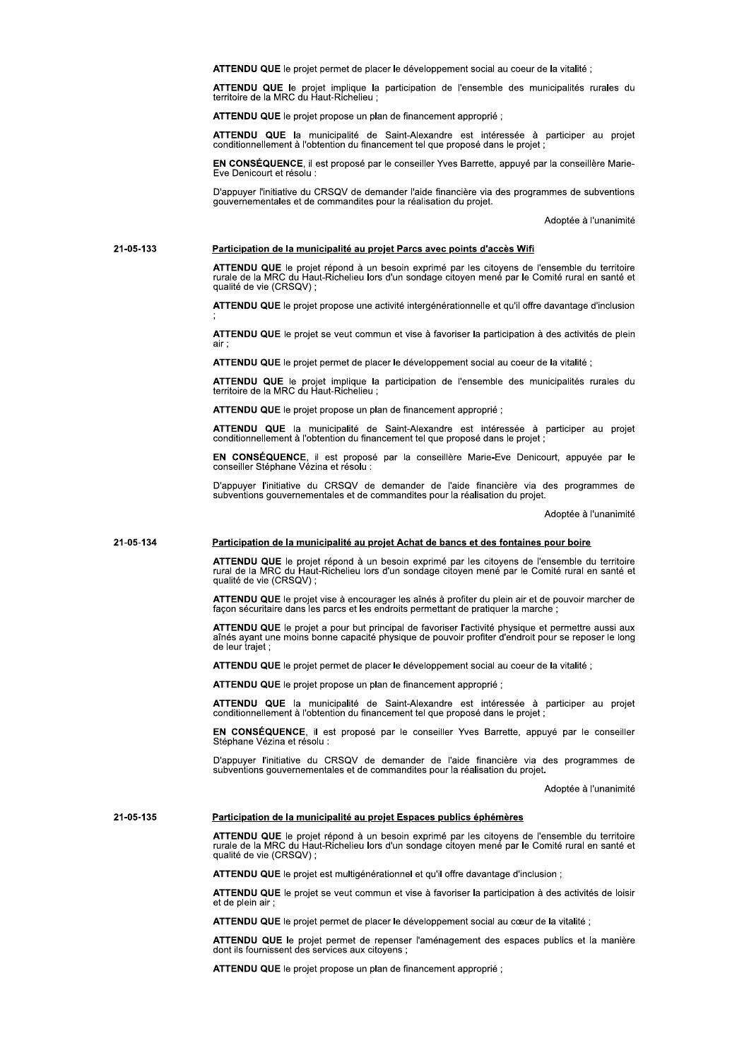**ATTENDU QUE** le projet permet de placer le développement social au coeur de la vitalité ;

**ATTENDU QUE** le projet implique la participation de l'ensemble des municipalités rurales du territoire de la MRC du Haut-Richelieu ;

**ATTENDU QUE** le projet propose un plan de financement approprié ;

**ATTENDU QUE** la municipalité de Saint-Alexandre est intéressée à participer au projet conditionnellement à l'obtention du financement tel que proposé dans le projet ;

**EN CONSÉQUENCE**, il est proposé par le conseiller Yves Barrette, appuyé par la conseillère Marie-Eve Denicourt et résolu :

D'appuyer l'initiative du CRSQV de demander l'aide financière via des programmes de subventions gouvernementales et de commandites pour la réalisation du projet.

Adoptée à l'unanimité

21-05-133 **Participation de la municipalité au projet Parcs avec points d'accès Wifi**

**ATTENDU QUE** le projet répond à un besoin exprimé par les citoyens de l'ensemble du territoire rurale de la MRC du Haut-Richelieu lors d'un sondage citoyen mené par le Comité rural en santé et qualité de vie (CRSQV) ;

**ATTENDU QUE** le projet propose une activité intergénérationnelle et qu'il offre davantage d'inclusion ;

**ATTENDU QUE** le projet se veut commun et vise à favoriser la participation à des activités de plein air ;

**ATTENDU QUE** le projet permet de placer le développement social au coeur de la vitalité ;

**ATTENDU QUE** le projet implique la participation de l'ensemble des municipalités rurales du territoire de la MRC du Haut-Richelieu ;

**ATTENDU QUE** le projet propose un plan de financement approprié ;

**ATTENDU QUE** la municipalité de Saint-Alexandre est intéressée à participer au projet conditionnellement à l'obtention du financement tel que proposé dans le projet ;

**EN CONSÉQUENCE**, il est proposé par la conseillère Marie-Eve Denicourt, appuyée par le conseiller Stéphane Vézina et résolu :

D'appuyer l'initiative du CRSQV de demander de l'aide financière via des programmes de subventions gouvernementales et de commandites pour la réalisation du projet.

Adoptée à l'unanimité

21-05-134 **Participation de la municipalité au projet Achat de bancs et des fontaines pour boire**

**ATTENDU QUE** le projet répond à un besoin exprimé par les citoyens de l'ensemble du territoire rural de la MRC du Haut-Richelieu lors d'un sondage citoyen mené par le Comité rural en santé et qualité de vie (CRSQV) ;

**ATTENDU QUE** le projet vise à encourager les aînés à profiter du plein air et de pouvoir marcher de façon sécuritaire dans les parcs et les endroits permettant de pratiquer la marche ;

**ATTENDU QUE** le projet a pour but principal de favoriser l'activité physique et permettre aussi aux aînés ayant une moins bonne capacité physique de pouvoir profiter d'endroit pour se reposer le long de leur trajet ;

**ATTENDU QUE** le projet permet de placer le développement social au coeur de la vitalité ;

**ATTENDU QUE** le projet propose un plan de financement approprié ;

**ATTENDU QUE** la municipalité de Saint-Alexandre est intéressée à participer au projet conditionnellement à l'obtention du financement tel que proposé dans le projet ;

**EN CONSÉQUENCE**, il est proposé par le conseiller Yves Barrette, appuyé par le conseiller Stéphane Vézina et résolu :

D'appuyer l'initiative du CRSQV de demander de l'aide financière via des programmes de subventions gouvernementales et de commandites pour la réalisation du projet.

Adoptée à l'unanimité

21-05-135 **Participation de la municipalité au projet Espaces publics éphémères**

**ATTENDU QUE** le projet répond à un besoin exprimé par les citoyens de l'ensemble du territoire rurale de la MRC du Haut-Richelieu lors d'un sondage citoyen mené par le Comité rural en santé et qualité de vie (CRSQV) ;

**ATTENDU QUE** le projet est multigénérationnel et qu'il offre davantage d'inclusion ;

**ATTENDU QUE** le projet se veut commun et vise à favoriser la participation à des activités de loisir et de plein air ;

**ATTENDU QUE** le projet permet de placer le développement social au cœur de la vitalité ;

**ATTENDU QUE** le projet permet de repenser l'aménagement des espaces publics et la manière dont ils fournissent des services aux citoyens ;

**ATTENDU QUE** le projet propose un plan de financement approprié ;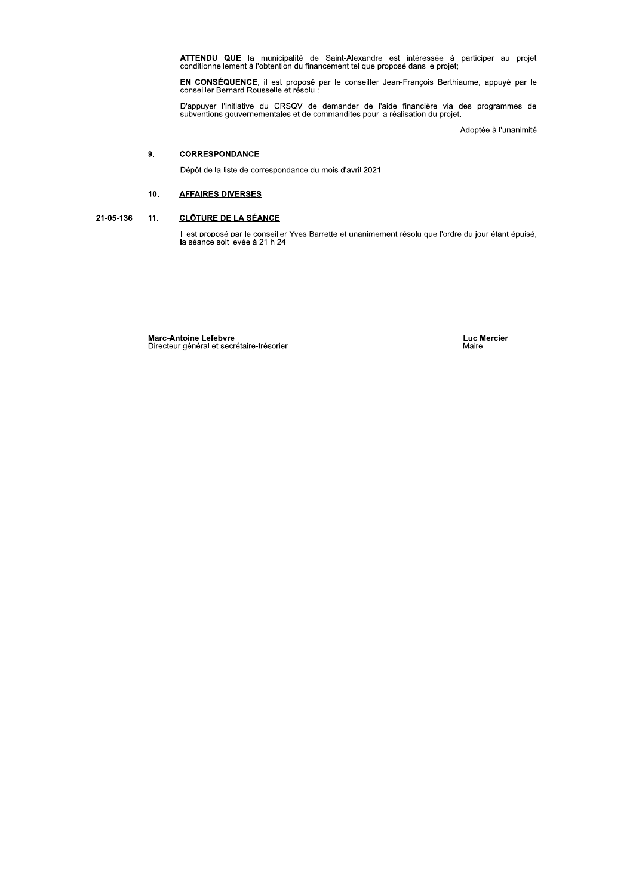**ATTENDU QUE** la municipalité de Saint-Alexandre est intéressée à participer au projet conditionnellement à l'obtention du financement tel que proposé dans le projet;

**EN CONSÉQUENCE**, il est proposé par le conseiller Jean-François Berthiaume, appuyé par le conseiller Bernard Rousselle et résolu :

D'appuyer l'initiative du CRSQV de demander de l'aide financière via des programmes de subventions gouvernementales et de commandites pour la réalisation du projet.

Adoptée à l'unanimité

## 9. CORRESPONDANCE

Dépôt de la liste de correspondance du mois d'avril 2021.

## 10. AFFAIRES DIVERSES

21-05-136

## 11. CLÔTURE DE LA SÉANCE

Il est proposé par le conseiller Yves Barrette et unanimement résolu que l'ordre du jour étant épuisé, la séance soit levée à 21 h 24.

**Marc-Antoine Lefebvre**
Directeur général et secrétaire-trésorier

**Luc Mercier**
Maire